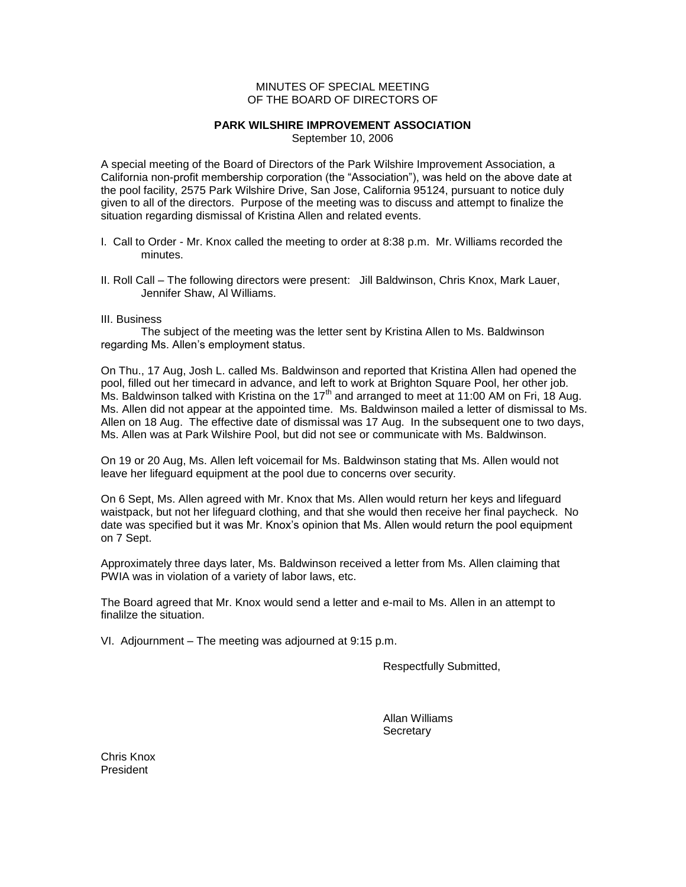MINUTES OF SPECIAL MEETING
OF THE BOARD OF DIRECTORS OF

**PARK WILSHIRE IMPROVEMENT ASSOCIATION**
September 10, 2006

A special meeting of the Board of Directors of the Park Wilshire Improvement Association, a California non-profit membership corporation (the "Association"), was held on the above date at the pool facility, 2575 Park Wilshire Drive, San Jose, California 95124, pursuant to notice duly given to all of the directors. Purpose of the meeting was to discuss and attempt to finalize the situation regarding dismissal of Kristina Allen and related events.

I. Call to Order - Mr. Knox called the meeting to order at 8:38 p.m. Mr. Williams recorded the minutes.

II. Roll Call – The following directors were present: Jill Baldwinson, Chris Knox, Mark Lauer, Jennifer Shaw, Al Williams.

III. Business

The subject of the meeting was the letter sent by Kristina Allen to Ms. Baldwinson regarding Ms. Allen's employment status.

On Thu., 17 Aug, Josh L. called Ms. Baldwinson and reported that Kristina Allen had opened the pool, filled out her timecard in advance, and left to work at Brighton Square Pool, her other job. Ms. Baldwinson talked with Kristina on the 17th and arranged to meet at 11:00 AM on Fri, 18 Aug. Ms. Allen did not appear at the appointed time. Ms. Baldwinson mailed a letter of dismissal to Ms. Allen on 18 Aug. The effective date of dismissal was 17 Aug. In the subsequent one to two days, Ms. Allen was at Park Wilshire Pool, but did not see or communicate with Ms. Baldwinson.

On 19 or 20 Aug, Ms. Allen left voicemail for Ms. Baldwinson stating that Ms. Allen would not leave her lifeguard equipment at the pool due to concerns over security.

On 6 Sept, Ms. Allen agreed with Mr. Knox that Ms. Allen would return her keys and lifeguard waistpack, but not her lifeguard clothing, and that she would then receive her final paycheck. No date was specified but it was Mr. Knox's opinion that Ms. Allen would return the pool equipment on 7 Sept.

Approximately three days later, Ms. Baldwinson received a letter from Ms. Allen claiming that PWIA was in violation of a variety of labor laws, etc.

The Board agreed that Mr. Knox would send a letter and e-mail to Ms. Allen in an attempt to finalilze the situation.

VI. Adjournment – The meeting was adjourned at 9:15 p.m.

Respectfully Submitted,

Allan Williams
Secretary

Chris Knox
President